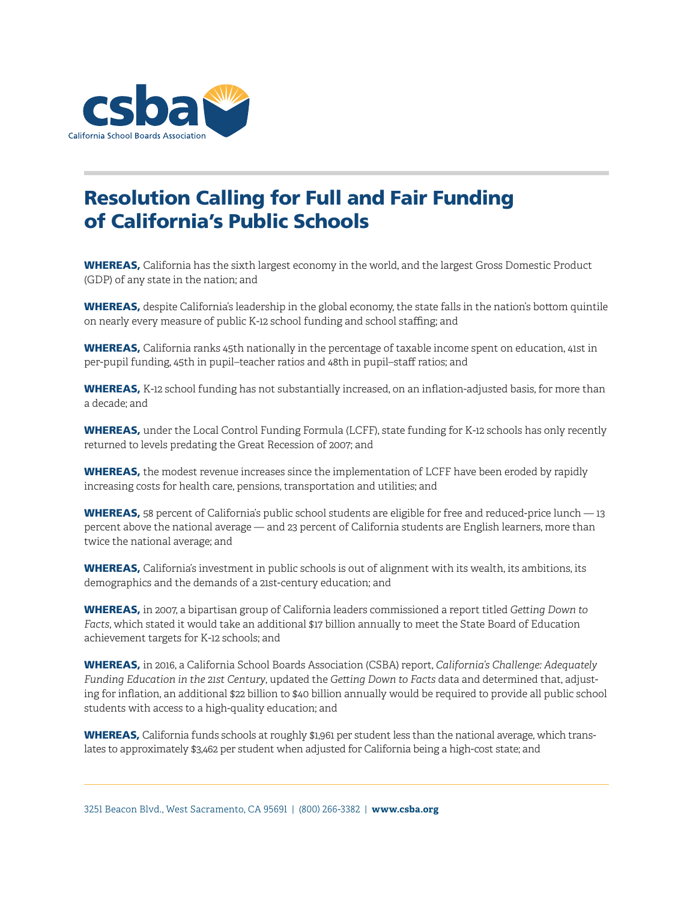# Resolution Calling for Full and Fair Funding of California's Public Schools

**WHEREAS,** California has the sixth largest economy in the world, and the largest Gross Domestic Product (GDP) of any state in the nation; and

**WHEREAS,** despite California's leadership in the global economy, the state falls in the nation's bottom quintile on nearly every measure of public K-12 school funding and school staffing; and

**WHEREAS,** California ranks 45th nationally in the percentage of taxable income spent on education, 41st in per-pupil funding, 45th in pupil–teacher ratios and 48th in pupil–staff ratios; and

**WHEREAS,** K-12 school funding has not substantially increased, on an inflation-adjusted basis, for more than a decade; and

**WHEREAS,** under the Local Control Funding Formula (LCFF), state funding for K-12 schools has only recently returned to levels predating the Great Recession of 2007; and

**WHEREAS,** the modest revenue increases since the implementation of LCFF have been eroded by rapidly increasing costs for health care, pensions, transportation and utilities; and

**WHEREAS,** 58 percent of California's public school students are eligible for free and reduced-price lunch — 13 percent above the national average — and 23 percent of California students are English learners, more than twice the national average; and

**WHEREAS,** California's investment in public schools is out of alignment with its wealth, its ambitions, its demographics and the demands of a 21st-century education; and

**WHEREAS,** in 2007, a bipartisan group of California leaders commissioned a report titled *Getting Down to Facts*, which stated it would take an additional $17 billion annually to meet the State Board of Education achievement targets for K-12 schools; and

**WHEREAS,** in 2016, a California School Boards Association (CSBA) report, *California's Challenge: Adequately Funding Education in the 21st Century*, updated the *Getting Down to Facts* data and determined that, adjusting for inflation, an additional $22 billion to $40 billion annually would be required to provide all public school students with access to a high-quality education; and

**WHEREAS,** California funds schools at roughly $1,961 per student less than the national average, which translates to approximately $3,462 per student when adjusted for California being a high-cost state; and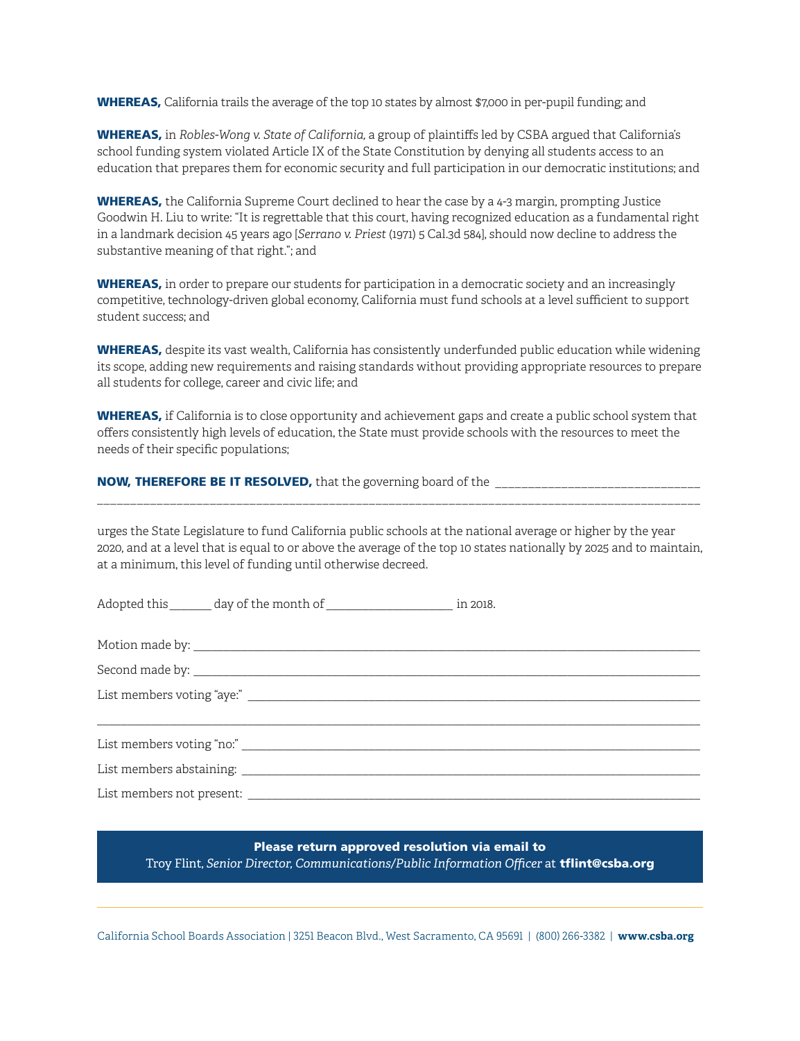**WHEREAS,** California trails the average of the top 10 states by almost $7,000 in per-pupil funding; and

**WHEREAS,** in *Robles-Wong v. State of California,* a group of plaintiffs led by CSBA argued that California's school funding system violated Article IX of the State Constitution by denying all students access to an education that prepares them for economic security and full participation in our democratic institutions; and

**WHEREAS,** the California Supreme Court declined to hear the case by a 4-3 margin, prompting Justice Goodwin H. Liu to write: "It is regrettable that this court, having recognized education as a fundamental right in a landmark decision 45 years ago [*Serrano v. Priest* (1971) 5 Cal.3d 584], should now decline to address the substantive meaning of that right."; and

**WHEREAS,** in order to prepare our students for participation in a democratic society and an increasingly competitive, technology-driven global economy, California must fund schools at a level sufficient to support student success; and

**WHEREAS,** despite its vast wealth, California has consistently underfunded public education while widening its scope, adding new requirements and raising standards without providing appropriate resources to prepare all students for college, career and civic life; and

**WHEREAS,** if California is to close opportunity and achievement gaps and create a public school system that offers consistently high levels of education, the State must provide schools with the resources to meet the needs of their specific populations;

**NOW, THEREFORE BE IT RESOLVED,** that the governing board of the ______________________________
__________________________________________________________________________________________

urges the State Legislature to fund California public schools at the national average or higher by the year 2020, and at a level that is equal to or above the average of the top 10 states nationally by 2025 and to maintain, at a minimum, this level of funding until otherwise decreed.

Adopted this _______ day of the month of ____________________ in 2018.

Motion made by: ______________________________________________________________________

Second made by: ______________________________________________________________________

List members voting "aye:" ______________________________________________________________
__________________________________________________________________________________________

List members voting "no:" _______________________________________________________________

List members abstaining: ________________________________________________________________

List members not present: _______________________________________________________________

**Please return approved resolution via email to**
Troy Flint, *Senior Director, Communications/Public Information Officer* at **tflint@csba.org**

California School Boards Association | 3251 Beacon Blvd., West Sacramento, CA 95691 | (800) 266-3382 | **www.csba.org**